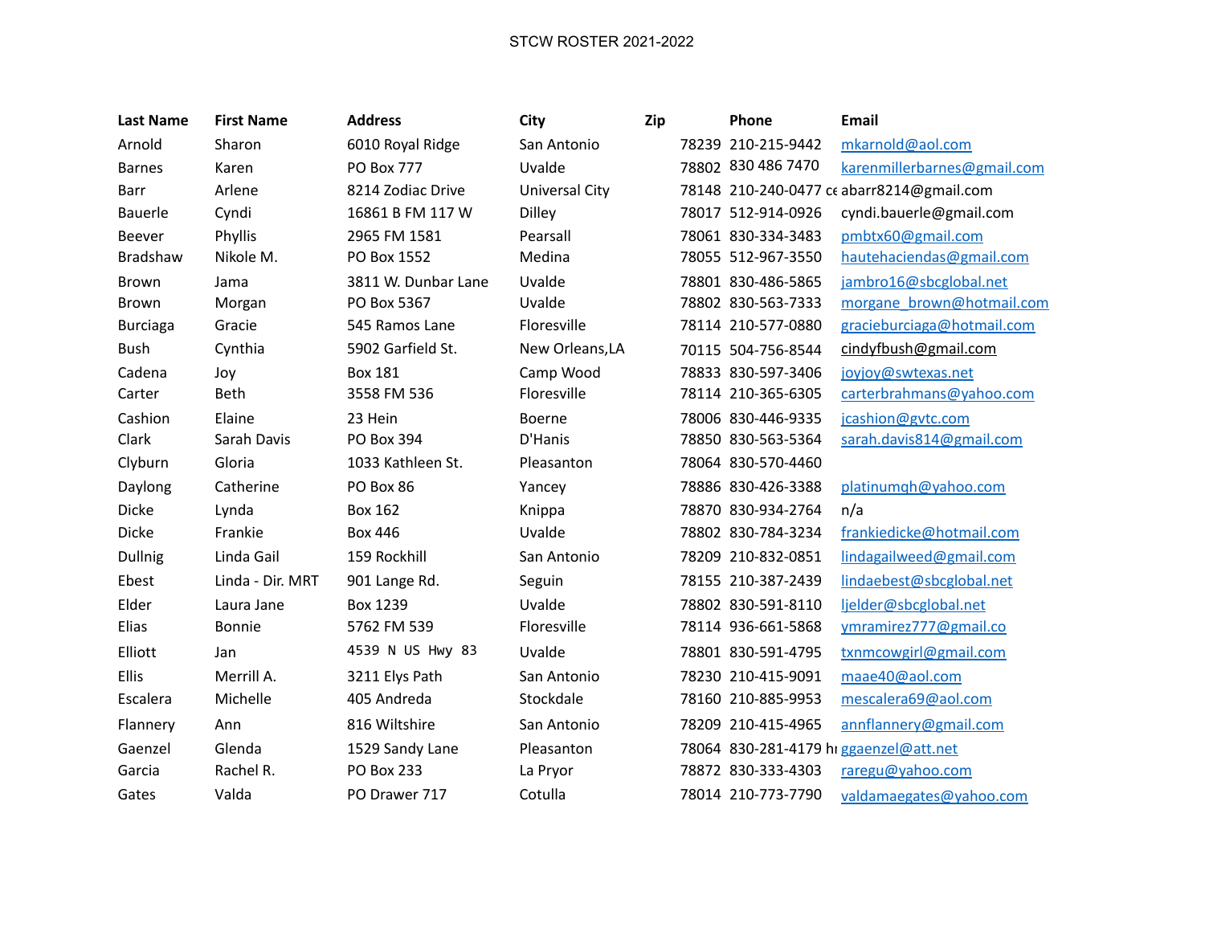STCW ROSTER 2021-2022

| Last Name | First Name | Address | City | Zip | Phone | Email |
|---|---|---|---|---|---|---|
| Arnold | Sharon | 6010 Royal Ridge | San Antonio | 78239 | 210-215-9442 | mkarnold@aol.com |
| Barnes | Karen | PO Box 777 | Uvalde | 78802 | 830 486 7470 | karenmillerbarnes@gmail.com |
| Barr | Arlene | 8214 Zodiac Drive | Universal City | 78148 | 210-240-0477 ce | abarr8214@gmail.com |
| Bauerle | Cyndi | 16861 B FM 117 W | Dilley | 78017 | 512-914-0926 | cyndi.bauerle@gmail.com |
| Beever | Phyllis | 2965 FM 1581 | Pearsall | 78061 | 830-334-3483 | pmbtx60@gmail.com |
| Bradshaw | Nikole M. | PO Box 1552 | Medina | 78055 | 512-967-3550 | hautehaciendas@gmail.com |
| Brown | Jama | 3811 W. Dunbar Lane | Uvalde | 78801 | 830-486-5865 | jambro16@sbcglobal.net |
| Brown | Morgan | PO Box 5367 | Uvalde | 78802 | 830-563-7333 | morgane_brown@hotmail.com |
| Burciaga | Gracie | 545 Ramos Lane | Floresville | 78114 | 210-577-0880 | gracieburciaga@hotmail.com |
| Bush | Cynthia | 5902 Garfield St. | New Orleans,LA | 70115 | 504-756-8544 | cindyfbush@gmail.com |
| Cadena | Joy | Box 181 | Camp Wood | 78833 | 830-597-3406 | joyjoy@swtexas.net |
| Carter | Beth | 3558 FM 536 | Floresville | 78114 | 210-365-6305 | carterbrahmans@yahoo.com |
| Cashion | Elaine | 23 Hein | Boerne | 78006 | 830-446-9335 | jcashion@gvtc.com |
| Clark | Sarah Davis | PO Box 394 | D'Hanis | 78850 | 830-563-5364 | sarah.davis814@gmail.com |
| Clyburn | Gloria | 1033 Kathleen St. | Pleasanton | 78064 | 830-570-4460 | |
| Daylong | Catherine | PO Box 86 | Yancey | 78886 | 830-426-3388 | platinumqh@yahoo.com |
| Dicke | Lynda | Box 162 | Knippa | 78870 | 830-934-2764 | n/a |
| Dicke | Frankie | Box 446 | Uvalde | 78802 | 830-784-3234 | frankiedicke@hotmail.com |
| Dullnig | Linda Gail | 159 Rockhill | San Antonio | 78209 | 210-832-0851 | lindagailweed@gmail.com |
| Ebest | Linda - Dir. MRT | 901 Lange Rd. | Seguin | 78155 | 210-387-2439 | lindaebest@sbcglobal.net |
| Elder | Laura Jane | Box 1239 | Uvalde | 78802 | 830-591-8110 | ljelder@sbcglobal.net |
| Elias | Bonnie | 5762 FM 539 | Floresville | 78114 | 936-661-5868 | ymramirez777@gmail.co |
| Elliott | Jan | 4539 N US Hwy 83 | Uvalde | 78801 | 830-591-4795 | txnmcowgirl@gmail.com |
| Ellis | Merrill A. | 3211 Elys Path | San Antonio | 78230 | 210-415-9091 | maae40@aol.com |
| Escalera | Michelle | 405 Andreda | Stockdale | 78160 | 210-885-9953 | mescalera69@aol.com |
| Flannery | Ann | 816 Wiltshire | San Antonio | 78209 | 210-415-4965 | annflannery@gmail.com |
| Gaenzel | Glenda | 1529 Sandy Lane | Pleasanton | 78064 | 830-281-4179 hı | ggaenzel@att.net |
| Garcia | Rachel R. | PO Box 233 | La Pryor | 78872 | 830-333-4303 | raregu@yahoo.com |
| Gates | Valda | PO Drawer 717 | Cotulla | 78014 | 210-773-7790 | valdamaegates@yahoo.com |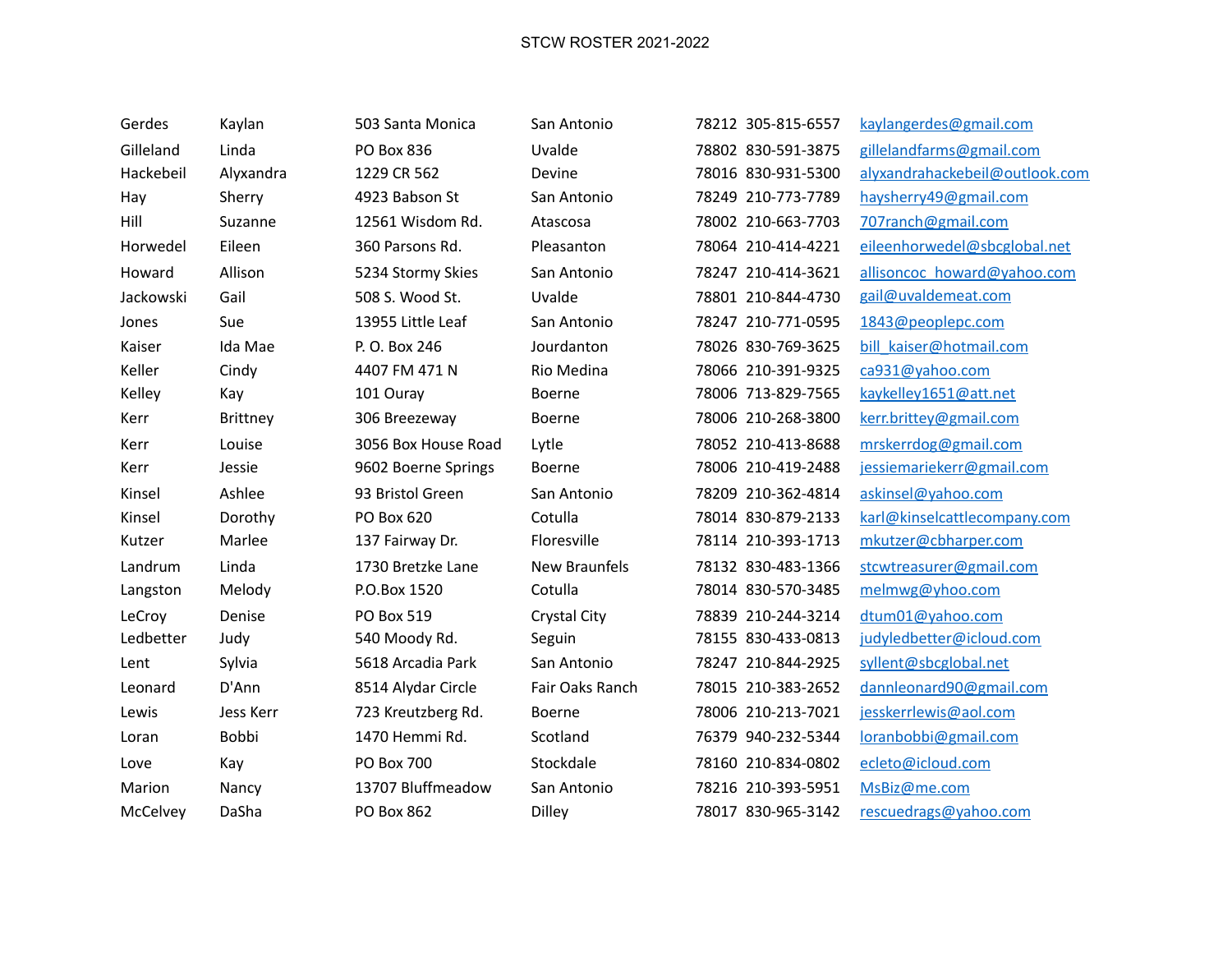STCW ROSTER 2021-2022

| | | | | | | |
|---|---|---|---|---|---|---|
| Gerdes | Kaylan | 503 Santa Monica | San Antonio | 78212 | 305-815-6557 | kaylangerdes@gmail.com |
| Gilleland | Linda | PO Box 836 | Uvalde | 78802 | 830-591-3875 | gillelandfarms@gmail.com |
| Hackebeil | Alyxandra | 1229 CR 562 | Devine | 78016 | 830-931-5300 | alyxandrahackebeil@outlook.com |
| Hay | Sherry | 4923 Babson St | San Antonio | 78249 | 210-773-7789 | haysherry49@gmail.com |
| Hill | Suzanne | 12561 Wisdom Rd. | Atascosa | 78002 | 210-663-7703 | 707ranch@gmail.com |
| Horwedel | Eileen | 360 Parsons Rd. | Pleasanton | 78064 | 210-414-4221 | eileenhorwedel@sbcglobal.net |
| Howard | Allison | 5234 Stormy Skies | San Antonio | 78247 | 210-414-3621 | allisoncoc_howard@yahoo.com |
| Jackowski | Gail | 508 S. Wood St. | Uvalde | 78801 | 210-844-4730 | gail@uvaldemeat.com |
| Jones | Sue | 13955 Little Leaf | San Antonio | 78247 | 210-771-0595 | 1843@peoplepc.com |
| Kaiser | Ida Mae | P. O. Box 246 | Jourdanton | 78026 | 830-769-3625 | bill_kaiser@hotmail.com |
| Keller | Cindy | 4407 FM 471 N | Rio Medina | 78066 | 210-391-9325 | ca931@yahoo.com |
| Kelley | Kay | 101 Ouray | Boerne | 78006 | 713-829-7565 | kaykelley1651@att.net |
| Kerr | Brittney | 306 Breezeway | Boerne | 78006 | 210-268-3800 | kerr.brittey@gmail.com |
| Kerr | Louise | 3056 Box House Road | Lytle | 78052 | 210-413-8688 | mrskerrdog@gmail.com |
| Kerr | Jessie | 9602 Boerne Springs | Boerne | 78006 | 210-419-2488 | jessiemariekerr@gmail.com |
| Kinsel | Ashlee | 93 Bristol Green | San Antonio | 78209 | 210-362-4814 | askinsel@yahoo.com |
| Kinsel | Dorothy | PO Box 620 | Cotulla | 78014 | 830-879-2133 | karl@kinselcattlecompany.com |
| Kutzer | Marlee | 137 Fairway Dr. | Floresville | 78114 | 210-393-1713 | mkutzer@cbharper.com |
| Landrum | Linda | 1730 Bretzke Lane | New Braunfels | 78132 | 830-483-1366 | stcwtreasurer@gmail.com |
| Langston | Melody | P.O.Box 1520 | Cotulla | 78014 | 830-570-3485 | melmwg@yhoo.com |
| LeCroy | Denise | PO Box 519 | Crystal City | 78839 | 210-244-3214 | dtum01@yahoo.com |
| Ledbetter | Judy | 540 Moody Rd. | Seguin | 78155 | 830-433-0813 | judyledbetter@icloud.com |
| Lent | Sylvia | 5618 Arcadia Park | San Antonio | 78247 | 210-844-2925 | syllent@sbcglobal.net |
| Leonard | D'Ann | 8514 Alydar Circle | Fair Oaks Ranch | 78015 | 210-383-2652 | dannleonard90@gmail.com |
| Lewis | Jess Kerr | 723 Kreutzberg Rd. | Boerne | 78006 | 210-213-7021 | jesskerrlewis@aol.com |
| Loran | Bobbi | 1470 Hemmi Rd. | Scotland | 76379 | 940-232-5344 | loranbobbi@gmail.com |
| Love | Kay | PO Box 700 | Stockdale | 78160 | 210-834-0802 | ecleto@icloud.com |
| Marion | Nancy | 13707 Bluffmeadow | San Antonio | 78216 | 210-393-5951 | MsBiz@me.com |
| McCelvey | DaSha | PO Box 862 | Dilley | 78017 | 830-965-3142 | rescuedrags@yahoo.com |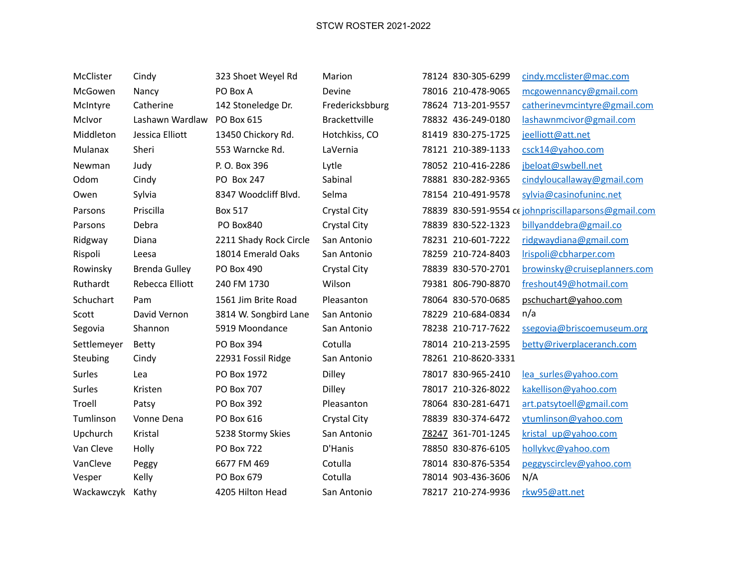STCW ROSTER 2021-2022

| | | | | | | |
|---|---|---|---|---|---|---|
| McClister | Cindy | 323 Shoet Weyel Rd | Marion | 78124 | 830-305-6299 | cindy.mcclister@mac.com |
| McGowen | Nancy | PO Box A | Devine | 78016 | 210-478-9065 | mcgowennancy@gmail.com |
| McIntyre | Catherine | 142 Stoneledge Dr. | Fredericksbburg | 78624 | 713-201-9557 | catherinevmcintyre@gmail.com |
| McIvor | Lashawn Wardlaw | PO Box 615 | Brackettville | 78832 | 436-249-0180 | lashawnmcivor@gmail.com |
| Middleton | Jessica Elliott | 13450 Chickory Rd. | Hotchkiss, CO | 81419 | 830-275-1725 | jeelliott@att.net |
| Mulanax | Sheri | 553 Warncke Rd. | LaVernia | 78121 | 210-389-1133 | csck14@yahoo.com |
| Newman | Judy | P. O. Box 396 | Lytle | 78052 | 210-416-2286 | jbeloat@swbell.net |
| Odom | Cindy | PO Box 247 | Sabinal | 78881 | 830-282-9365 | cindyloucallaway@gmail.com |
| Owen | Sylvia | 8347 Woodcliff Blvd. | Selma | 78154 | 210-491-9578 | sylvia@casinofuninc.net |
| Parsons | Priscilla | Box 517 | Crystal City | 78839 | 830-591-9554 ce | johnpriscillaparsons@gmail.com |
| Parsons | Debra | PO Box840 | Crystal City | 78839 | 830-522-1323 | billyanddebra@gmail.co |
| Ridgway | Diana | 2211 Shady Rock Circle | San Antonio | 78231 | 210-601-7222 | ridgwaydiana@gmail.com |
| Rispoli | Leesa | 18014 Emerald Oaks | San Antonio | 78259 | 210-724-8403 | lrispoli@cbharper.com |
| Rowinsky | Brenda Gulley | PO Box 490 | Crystal City | 78839 | 830-570-2701 | browinsky@cruiseplanners.com |
| Ruthardt | Rebecca Elliott | 240 FM 1730 | Wilson | 79381 | 806-790-8870 | freshout49@hotmail.com |
| Schuchart | Pam | 1561 Jim Brite Road | Pleasanton | 78064 | 830-570-0685 | pschuchart@yahoo.com |
| Scott | David Vernon | 3814 W. Songbird Lane | San Antonio | 78229 | 210-684-0834 | n/a |
| Segovia | Shannon | 5919 Moondance | San Antonio | 78238 | 210-717-7622 | ssegovia@briscoemuseum.org |
| Settlemeyer | Betty | PO Box 394 | Cotulla | 78014 | 210-213-2595 | betty@riverplaceranch.com |
| Steubing | Cindy | 22931 Fossil Ridge | San Antonio | 78261 | 210-8620-3331 | |
| Surles | Lea | PO Box 1972 | Dilley | 78017 | 830-965-2410 | lea_surles@yahoo.com |
| Surles | Kristen | PO Box 707 | Dilley | 78017 | 210-326-8022 | kakellison@yahoo.com |
| Troell | Patsy | PO Box 392 | Pleasanton | 78064 | 830-281-6471 | art.patsytoell@gmail.com |
| Tumlinson | Vonne Dena | PO Box 616 | Crystal City | 78839 | 830-374-6472 | vtumlinson@yahoo.com |
| Upchurch | Kristal | 5238 Stormy Skies | San Antonio | 78247 | 361-701-1245 | kristal_up@yahoo.com |
| Van Cleve | Holly | PO Box 722 | D'Hanis | 78850 | 830-876-6105 | hollykvc@yahoo.com |
| VanCleve | Peggy | 6677 FM 469 | Cotulla | 78014 | 830-876-5354 | peggyscirclev@yahoo.com |
| Vesper | Kelly | PO Box 679 | Cotulla | 78014 | 903-436-3606 | N/A |
| Wackawczyk | Kathy | 4205 Hilton Head | San Antonio | 78217 | 210-274-9936 | rkw95@att.net |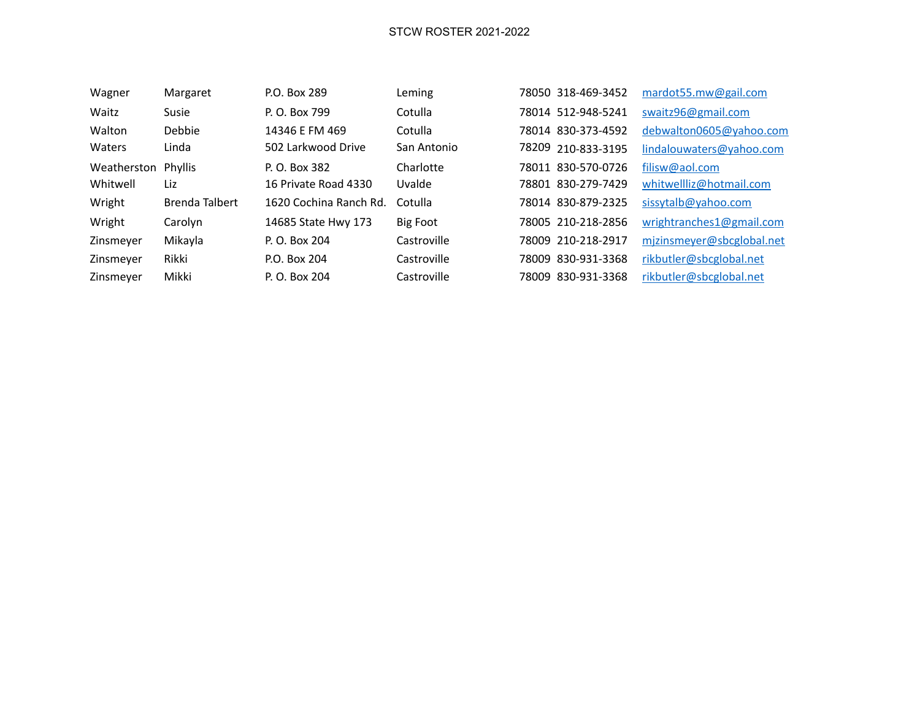STCW ROSTER 2021-2022

| | | | | | | |
|---|---|---|---|---|---|---|
| Wagner | Margaret | P.O. Box 289 | Leming | 78050 | 318-469-3452 | mardot55.mw@gail.com |
| Waitz | Susie | P. O. Box 799 | Cotulla | 78014 | 512-948-5241 | swaitz96@gmail.com |
| Walton | Debbie | 14346 E FM 469 | Cotulla | 78014 | 830-373-4592 | debwalton0605@yahoo.com |
| Waters | Linda | 502 Larkwood Drive | San Antonio | 78209 | 210-833-3195 | lindalouwaters@yahoo.com |
| Weatherston | Phyllis | P. O. Box 382 | Charlotte | 78011 | 830-570-0726 | filisw@aol.com |
| Whitwell | Liz | 16 Private Road 4330 | Uvalde | 78801 | 830-279-7429 | whitwellliz@hotmail.com |
| Wright | Brenda Talbert | 1620 Cochina Ranch Rd. | Cotulla | 78014 | 830-879-2325 | sissytalb@yahoo.com |
| Wright | Carolyn | 14685 State Hwy 173 | Big Foot | 78005 | 210-218-2856 | wrightranches1@gmail.com |
| Zinsmeyer | Mikayla | P. O. Box 204 | Castroville | 78009 | 210-218-2917 | mjzinsmeyer@sbcglobal.net |
| Zinsmeyer | Rikki | P.O. Box 204 | Castroville | 78009 | 830-931-3368 | rikbutler@sbcglobal.net |
| Zinsmeyer | Mikki | P. O. Box 204 | Castroville | 78009 | 830-931-3368 | rikbutler@sbcglobal.net |